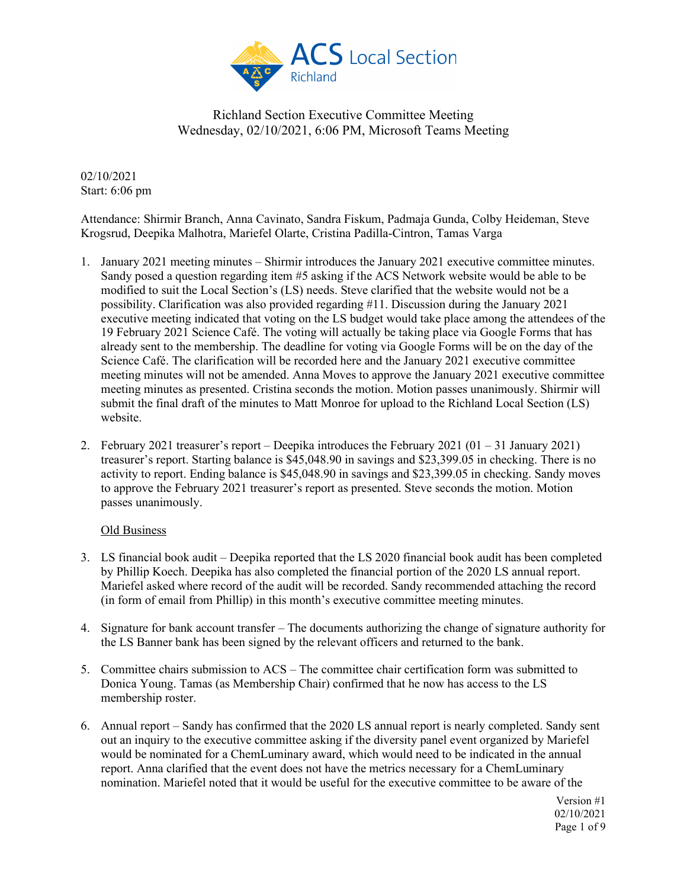Richland Section Executive Committee Meeting
Wednesday, 02/10/2021, 6:06 PM, Microsoft Teams Meeting

02/10/2021
Start: 6:06 pm

Attendance: Shirmir Branch, Anna Cavinato, Sandra Fiskum, Padmaja Gunda, Colby Heideman, Steve Krogsrud, Deepika Malhotra, Mariefel Olarte, Cristina Padilla-Cintron, Tamas Varga

1. January 2021 meeting minutes – Shirmir introduces the January 2021 executive committee minutes. Sandy posed a question regarding item #5 asking if the ACS Network website would be able to be modified to suit the Local Section's (LS) needs. Steve clarified that the website would not be a possibility. Clarification was also provided regarding #11. Discussion during the January 2021 executive meeting indicated that voting on the LS budget would take place among the attendees of the 19 February 2021 Science Café. The voting will actually be taking place via Google Forms that has already sent to the membership. The deadline for voting via Google Forms will be on the day of the Science Café. The clarification will be recorded here and the January 2021 executive committee meeting minutes will not be amended. Anna Moves to approve the January 2021 executive committee meeting minutes as presented. Cristina seconds the motion. Motion passes unanimously. Shirmir will submit the final draft of the minutes to Matt Monroe for upload to the Richland Local Section (LS) website.

2. February 2021 treasurer's report – Deepika introduces the February 2021 (01 – 31 January 2021) treasurer's report. Starting balance is $45,048.90 in savings and $23,399.05 in checking. There is no activity to report. Ending balance is $45,048.90 in savings and $23,399.05 in checking. Sandy moves to approve the February 2021 treasurer's report as presented. Steve seconds the motion. Motion passes unanimously.

<u>Old Business</u>

3. LS financial book audit – Deepika reported that the LS 2020 financial book audit has been completed by Phillip Koech. Deepika has also completed the financial portion of the 2020 LS annual report. Mariefel asked where record of the audit will be recorded. Sandy recommended attaching the record (in form of email from Phillip) in this month's executive committee meeting minutes.

4. Signature for bank account transfer – The documents authorizing the change of signature authority for the LS Banner bank has been signed by the relevant officers and returned to the bank.

5. Committee chairs submission to ACS – The committee chair certification form was submitted to Donica Young. Tamas (as Membership Chair) confirmed that he now has access to the LS membership roster.

6. Annual report – Sandy has confirmed that the 2020 LS annual report is nearly completed. Sandy sent out an inquiry to the executive committee asking if the diversity panel event organized by Mariefel would be nominated for a ChemLuminary award, which would need to be indicated in the annual report. Anna clarified that the event does not have the metrics necessary for a ChemLuminary nomination. Mariefel noted that it would be useful for the executive committee to be aware of the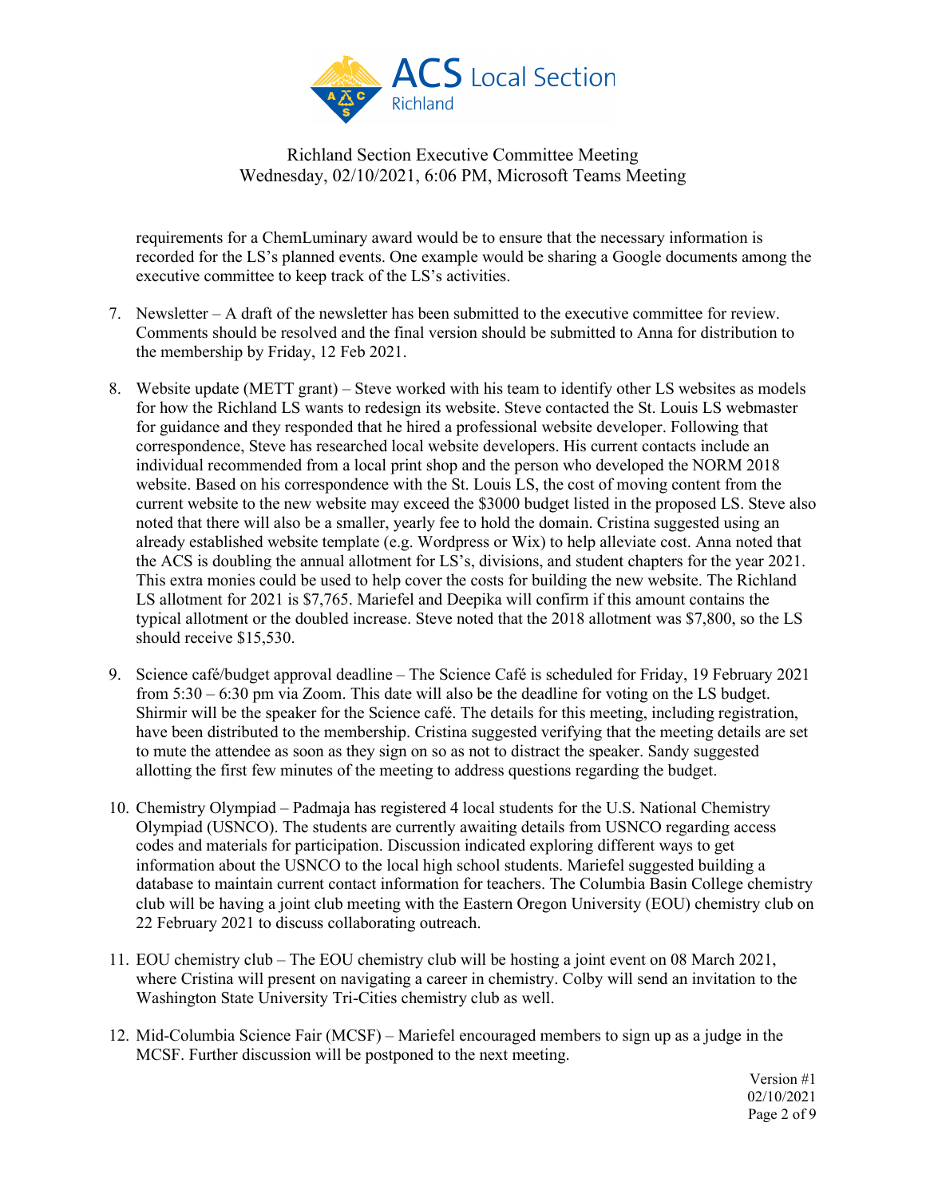requirements for a ChemLuminary award would be to ensure that the necessary information is recorded for the LS's planned events. One example would be sharing a Google documents among the executive committee to keep track of the LS's activities.

7. Newsletter – A draft of the newsletter has been submitted to the executive committee for review. Comments should be resolved and the final version should be submitted to Anna for distribution to the membership by Friday, 12 Feb 2021.

8. Website update (METT grant) – Steve worked with his team to identify other LS websites as models for how the Richland LS wants to redesign its website. Steve contacted the St. Louis LS webmaster for guidance and they responded that he hired a professional website developer. Following that correspondence, Steve has researched local website developers. His current contacts include an individual recommended from a local print shop and the person who developed the NORM 2018 website. Based on his correspondence with the St. Louis LS, the cost of moving content from the current website to the new website may exceed the $3000 budget listed in the proposed LS. Steve also noted that there will also be a smaller, yearly fee to hold the domain. Cristina suggested using an already established website template (e.g. Wordpress or Wix) to help alleviate cost. Anna noted that the ACS is doubling the annual allotment for LS's, divisions, and student chapters for the year 2021. This extra monies could be used to help cover the costs for building the new website. The Richland LS allotment for 2021 is $7,765. Mariefel and Deepika will confirm if this amount contains the typical allotment or the doubled increase. Steve noted that the 2018 allotment was $7,800, so the LS should receive $15,530.

9. Science café/budget approval deadline – The Science Café is scheduled for Friday, 19 February 2021 from 5:30 – 6:30 pm via Zoom. This date will also be the deadline for voting on the LS budget. Shirmir will be the speaker for the Science café. The details for this meeting, including registration, have been distributed to the membership. Cristina suggested verifying that the meeting details are set to mute the attendee as soon as they sign on so as not to distract the speaker. Sandy suggested allotting the first few minutes of the meeting to address questions regarding the budget.

10. Chemistry Olympiad – Padmaja has registered 4 local students for the U.S. National Chemistry Olympiad (USNCO). The students are currently awaiting details from USNCO regarding access codes and materials for participation. Discussion indicated exploring different ways to get information about the USNCO to the local high school students. Mariefel suggested building a database to maintain current contact information for teachers. The Columbia Basin College chemistry club will be having a joint club meeting with the Eastern Oregon University (EOU) chemistry club on 22 February 2021 to discuss collaborating outreach.

11. EOU chemistry club – The EOU chemistry club will be hosting a joint event on 08 March 2021, where Cristina will present on navigating a career in chemistry. Colby will send an invitation to the Washington State University Tri-Cities chemistry club as well.

12. Mid-Columbia Science Fair (MCSF) – Mariefel encouraged members to sign up as a judge in the MCSF. Further discussion will be postponed to the next meeting.

Version #1
02/10/2021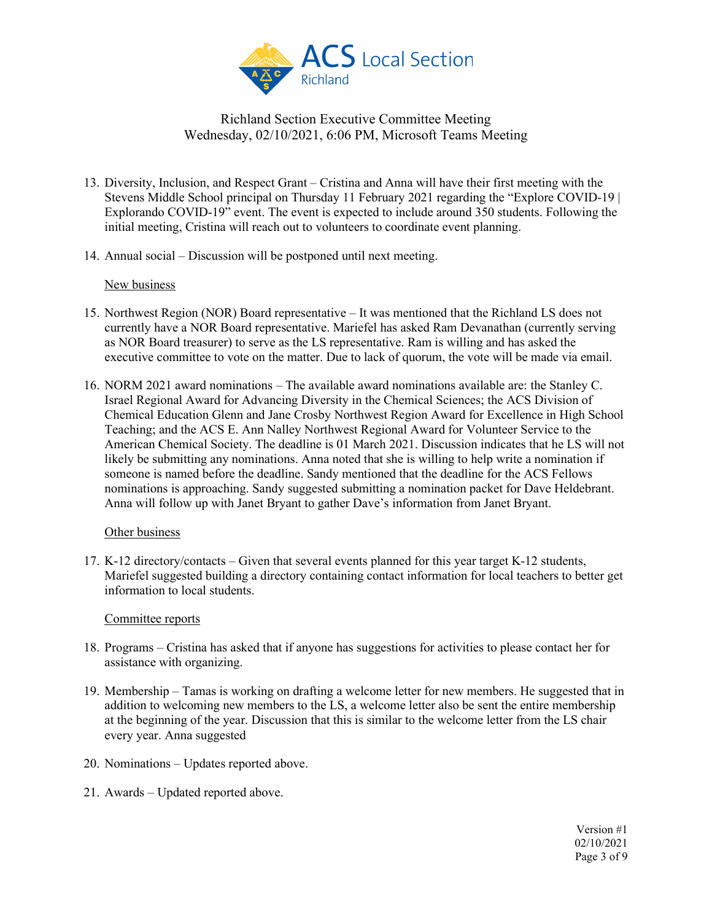Richland Section Executive Committee Meeting
Wednesday, 02/10/2021, 6:06 PM, Microsoft Teams Meeting

13. Diversity, Inclusion, and Respect Grant – Cristina and Anna will have their first meeting with the Stevens Middle School principal on Thursday 11 February 2021 regarding the "Explore COVID-19 | Explorando COVID-19" event. The event is expected to include around 350 students. Following the initial meeting, Cristina will reach out to volunteers to coordinate event planning.

14. Annual social – Discussion will be postponed until next meeting.

<u>New business</u>

15. Northwest Region (NOR) Board representative – It was mentioned that the Richland LS does not currently have a NOR Board representative. Mariefel has asked Ram Devanathan (currently serving as NOR Board treasurer) to serve as the LS representative. Ram is willing and has asked the executive committee to vote on the matter. Due to lack of quorum, the vote will be made via email.

16. NORM 2021 award nominations – The available award nominations available are: the Stanley C. Israel Regional Award for Advancing Diversity in the Chemical Sciences; the ACS Division of Chemical Education Glenn and Jane Crosby Northwest Region Award for Excellence in High School Teaching; and the ACS E. Ann Nalley Northwest Regional Award for Volunteer Service to the American Chemical Society. The deadline is 01 March 2021. Discussion indicates that he LS will not likely be submitting any nominations. Anna noted that she is willing to help write a nomination if someone is named before the deadline. Sandy mentioned that the deadline for the ACS Fellows nominations is approaching. Sandy suggested submitting a nomination packet for Dave Heldebrant. Anna will follow up with Janet Bryant to gather Dave's information from Janet Bryant.

<u>Other business</u>

17. K-12 directory/contacts – Given that several events planned for this year target K-12 students, Mariefel suggested building a directory containing contact information for local teachers to better get information to local students.

<u>Committee reports</u>

18. Programs – Cristina has asked that if anyone has suggestions for activities to please contact her for assistance with organizing.

19. Membership – Tamas is working on drafting a welcome letter for new members. He suggested that in addition to welcoming new members to the LS, a welcome letter also be sent the entire membership at the beginning of the year. Discussion that this is similar to the welcome letter from the LS chair every year. Anna suggested

20. Nominations – Updates reported above.

21. Awards – Updated reported above.

Version #1
02/10/2021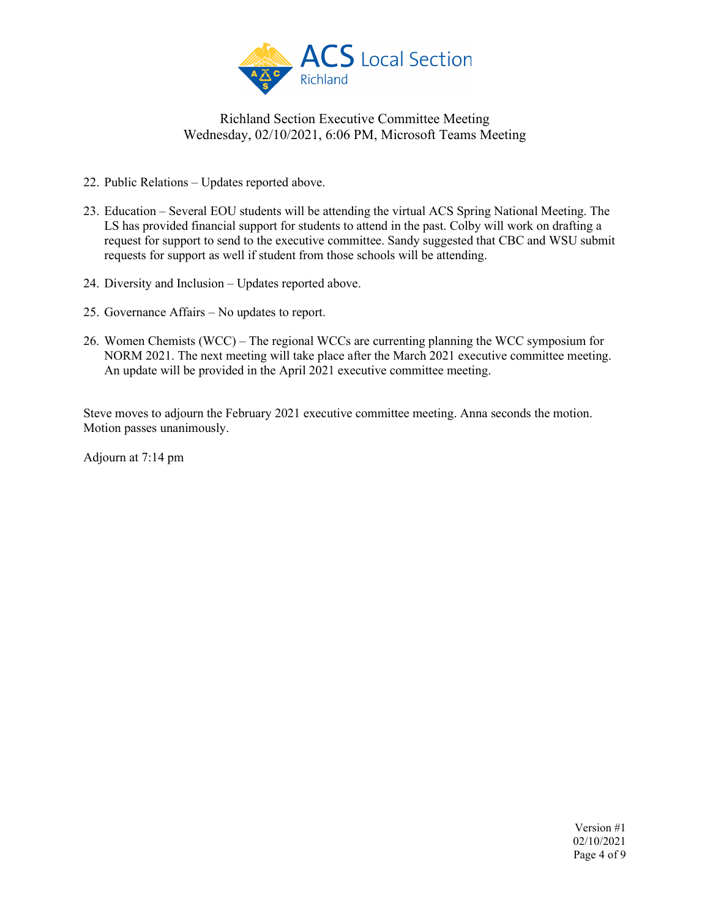Richland Section Executive Committee Meeting
Wednesday, 02/10/2021, 6:06 PM, Microsoft Teams Meeting

22. Public Relations – Updates reported above.

23. Education – Several EOU students will be attending the virtual ACS Spring National Meeting. The LS has provided financial support for students to attend in the past. Colby will work on drafting a request for support to send to the executive committee. Sandy suggested that CBC and WSU submit requests for support as well if student from those schools will be attending.

24. Diversity and Inclusion – Updates reported above.

25. Governance Affairs – No updates to report.

26. Women Chemists (WCC) – The regional WCCs are currenting planning the WCC symposium for NORM 2021. The next meeting will take place after the March 2021 executive committee meeting. An update will be provided in the April 2021 executive committee meeting.

Steve moves to adjourn the February 2021 executive committee meeting. Anna seconds the motion. Motion passes unanimously.

Adjourn at 7:14 pm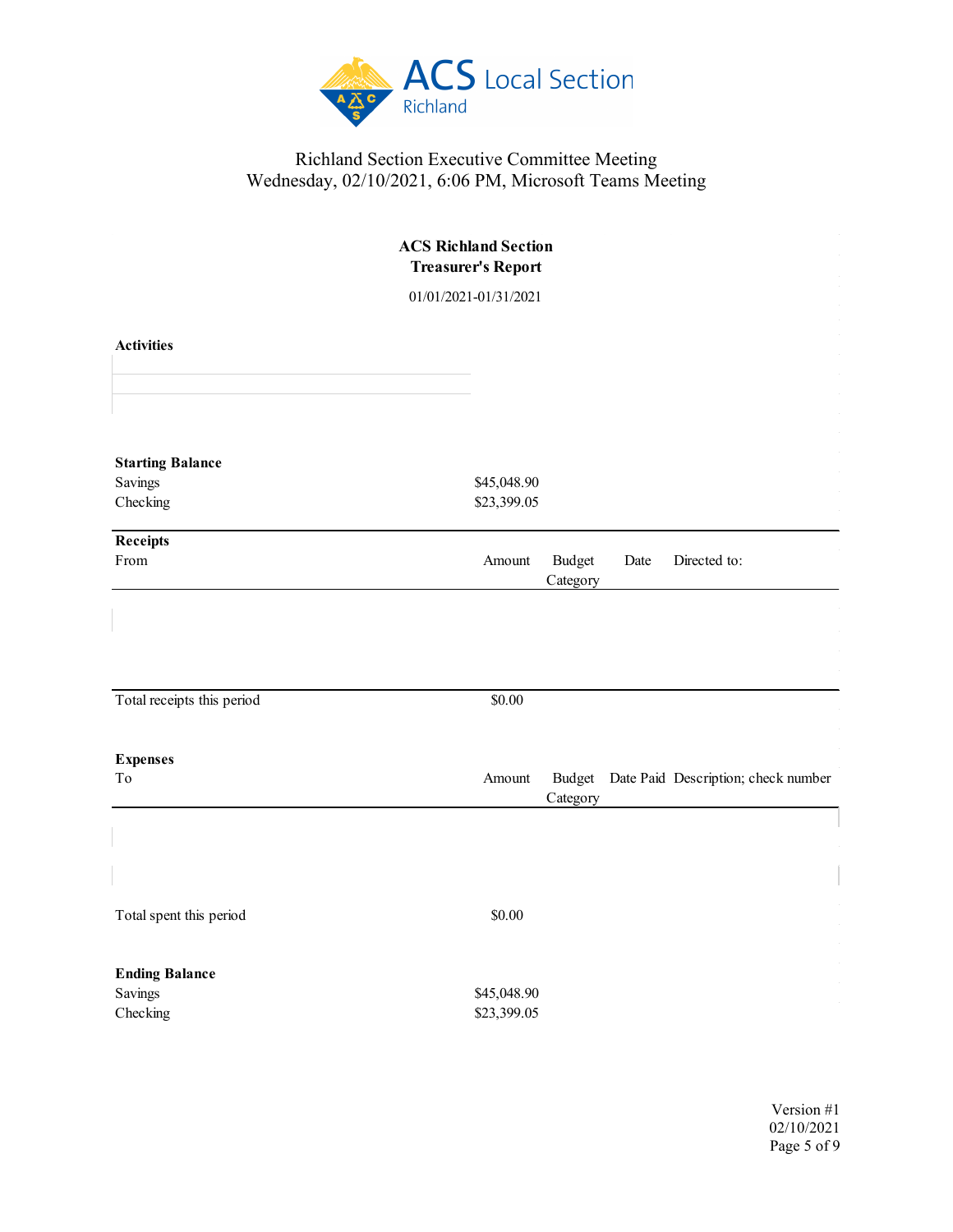Richland Section Executive Committee Meeting
Wednesday, 02/10/2021, 6:06 PM, Microsoft Teams Meeting

## ACS Richland Section
## Treasurer's Report

01/01/2021-01/31/2021

**Activities**

**Starting Balance**

| | |
|---|---|
| Savings | $45,048.90 |
| Checking | $23,399.05 |

**Receipts**

| From | Amount | Budget Category | Date | Directed to: |
|---|---|---|---|---|
| | | | | |
| Total receipts this period | $0.00 | | | |

**Expenses**

| To | Amount | Budget Category | Date Paid | Description; check number |
|---|---|---|---|---|
| | | | | |
| Total spent this period | $0.00 | | | |

**Ending Balance**

| | |
|---|---|
| Savings | $45,048.90 |
| Checking | $23,399.05 |

Version #1
02/10/2021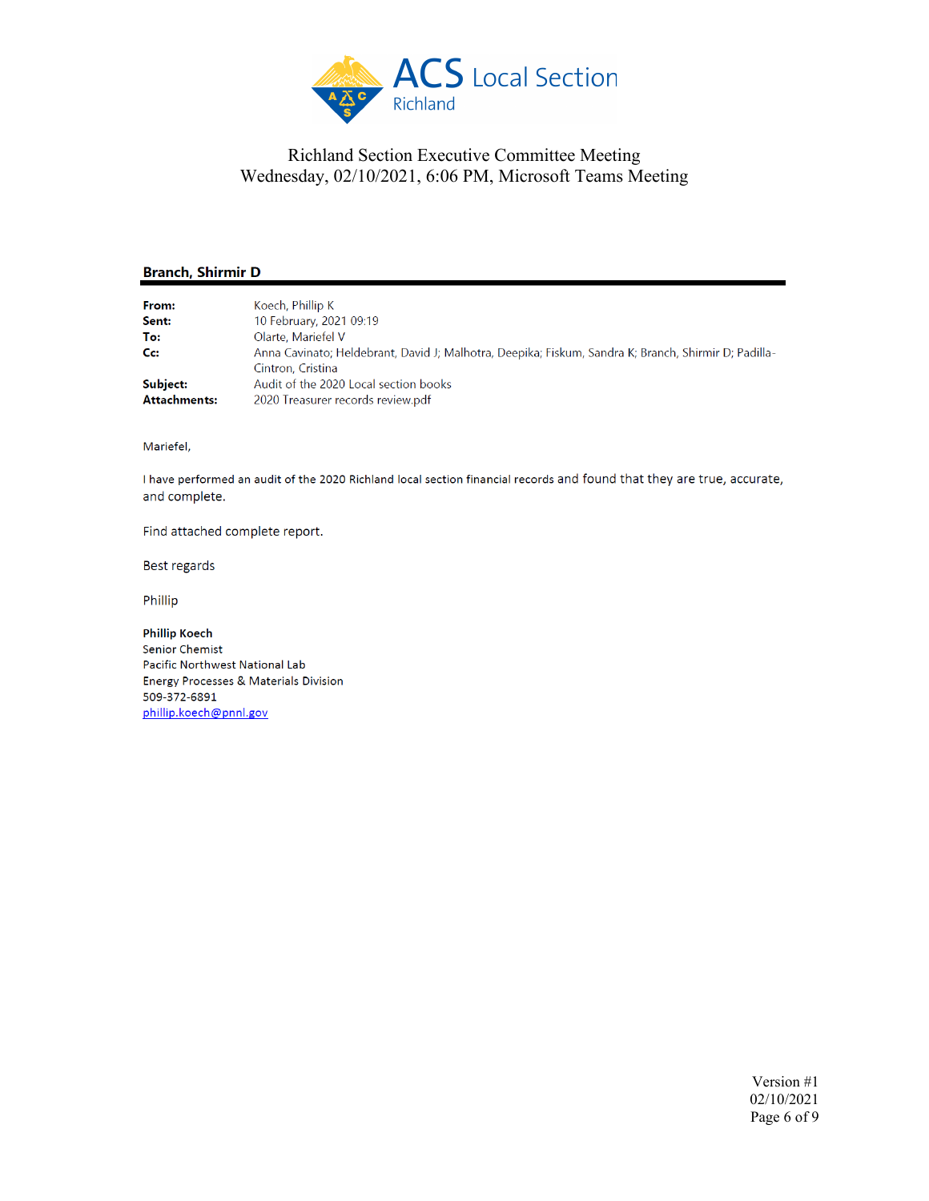ACS Local Section
Richland

Richland Section Executive Committee Meeting
Wednesday, 02/10/2021, 6:06 PM, Microsoft Teams Meeting

**Branch, Shirmir D**

---

**From:** Koech, Phillip K
**Sent:** 10 February, 2021 09:19
**To:** Olarte, Mariefel V
**Cc:** Anna Cavinato; Heldebrant, David J; Malhotra, Deepika; Fiskum, Sandra K; Branch, Shirmir D; Padilla-Cintron, Cristina
**Subject:** Audit of the 2020 Local section books
**Attachments:** 2020 Treasurer records review.pdf

Mariefel,

I have performed an audit of the 2020 Richland local section financial records and found that they are true, accurate, and complete.

Find attached complete report.

Best regards

Phillip

**Phillip Koech**
Senior Chemist
Pacific Northwest National Lab
Energy Processes & Materials Division
509-372-6891
phillip.koech@pnnl.gov

Version #1
02/10/2021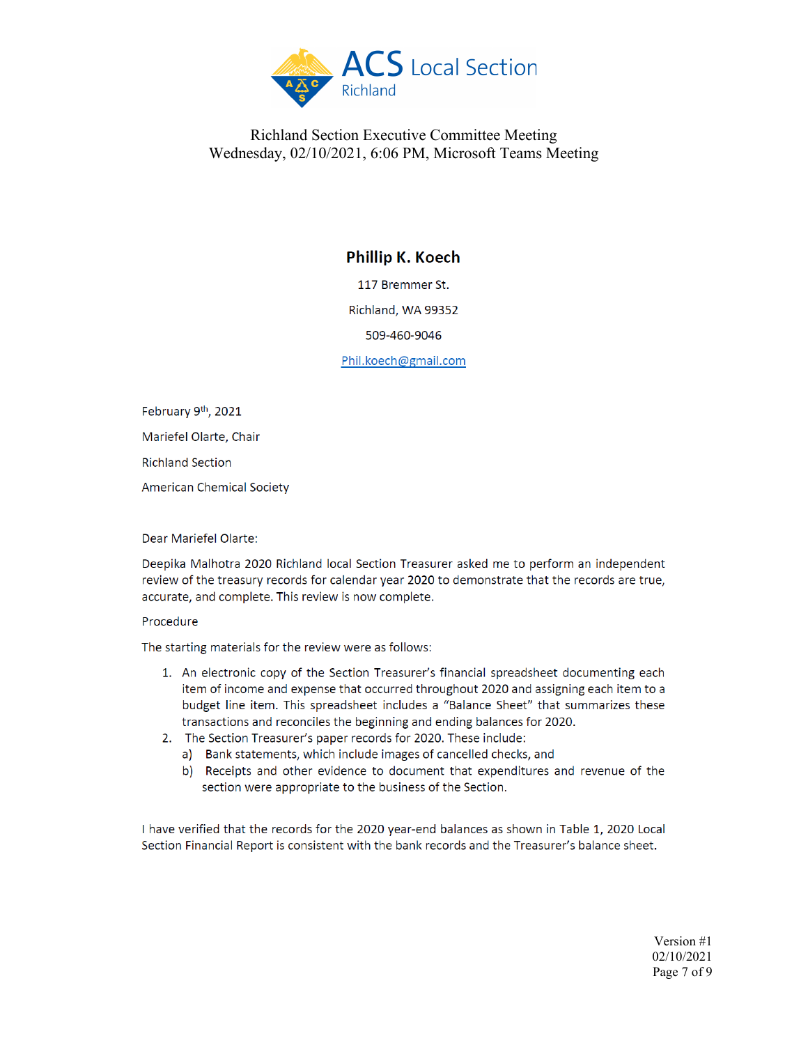Richland Section Executive Committee Meeting
Wednesday, 02/10/2021, 6:06 PM, Microsoft Teams Meeting

**Phillip K. Koech**

117 Bremmer St.

Richland, WA 99352

509-460-9046

Phil.koech@gmail.com

February 9th, 2021

Mariefel Olarte, Chair

Richland Section

American Chemical Society

Dear Mariefel Olarte:

Deepika Malhotra 2020 Richland local Section Treasurer asked me to perform an independent review of the treasury records for calendar year 2020 to demonstrate that the records are true, accurate, and complete. This review is now complete.

Procedure

The starting materials for the review were as follows:

1. An electronic copy of the Section Treasurer's financial spreadsheet documenting each item of income and expense that occurred throughout 2020 and assigning each item to a budget line item. This spreadsheet includes a "Balance Sheet" that summarizes these transactions and reconciles the beginning and ending balances for 2020.
2. The Section Treasurer's paper records for 2020. These include:
   a) Bank statements, which include images of cancelled checks, and
   b) Receipts and other evidence to document that expenditures and revenue of the section were appropriate to the business of the Section.

I have verified that the records for the 2020 year-end balances as shown in Table 1, 2020 Local Section Financial Report is consistent with the bank records and the Treasurer's balance sheet.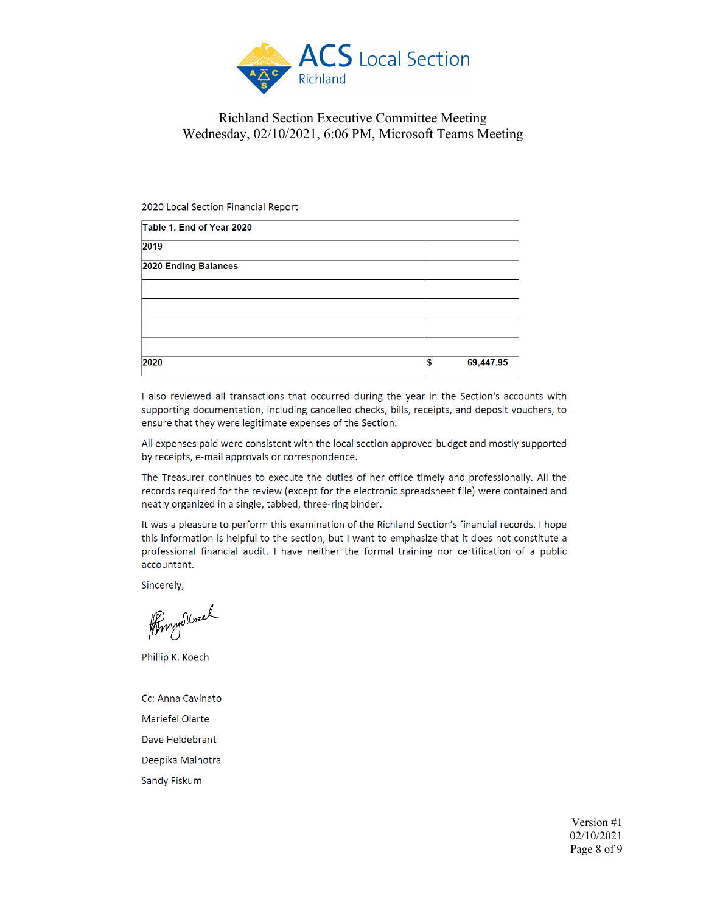Richland Section Executive Committee Meeting
Wednesday, 02/10/2021, 6:06 PM, Microsoft Teams Meeting

2020 Local Section Financial Report

| **Table 1. End of Year 2020** | |
|---|---|
| **2019** | |
| **2020 Ending Balances** | |
| | |
| | |
| | |
| | |
| **2020** | **$ 69,447.95** |

I also reviewed all transactions that occurred during the year in the Section's accounts with supporting documentation, including cancelled checks, bills, receipts, and deposit vouchers, to ensure that they were legitimate expenses of the Section.

All expenses paid were consistent with the local section approved budget and mostly supported by receipts, e-mail approvals or correspondence.

The Treasurer continues to execute the duties of her office timely and professionally. All the records required for the review (except for the electronic spreadsheet file) were contained and neatly organized in a single, tabbed, three-ring binder.

It was a pleasure to perform this examination of the Richland Section's financial records. I hope this information is helpful to the section, but I want to emphasize that it does not constitute a professional financial audit. I have neither the formal training nor certification of a public accountant.

Sincerely,

Phillip K. Koech

Cc: Anna Cavinato

Mariefel Olarte

Dave Heldebrant

Deepika Malhotra

Sandy Fiskum

Version #1
02/10/2021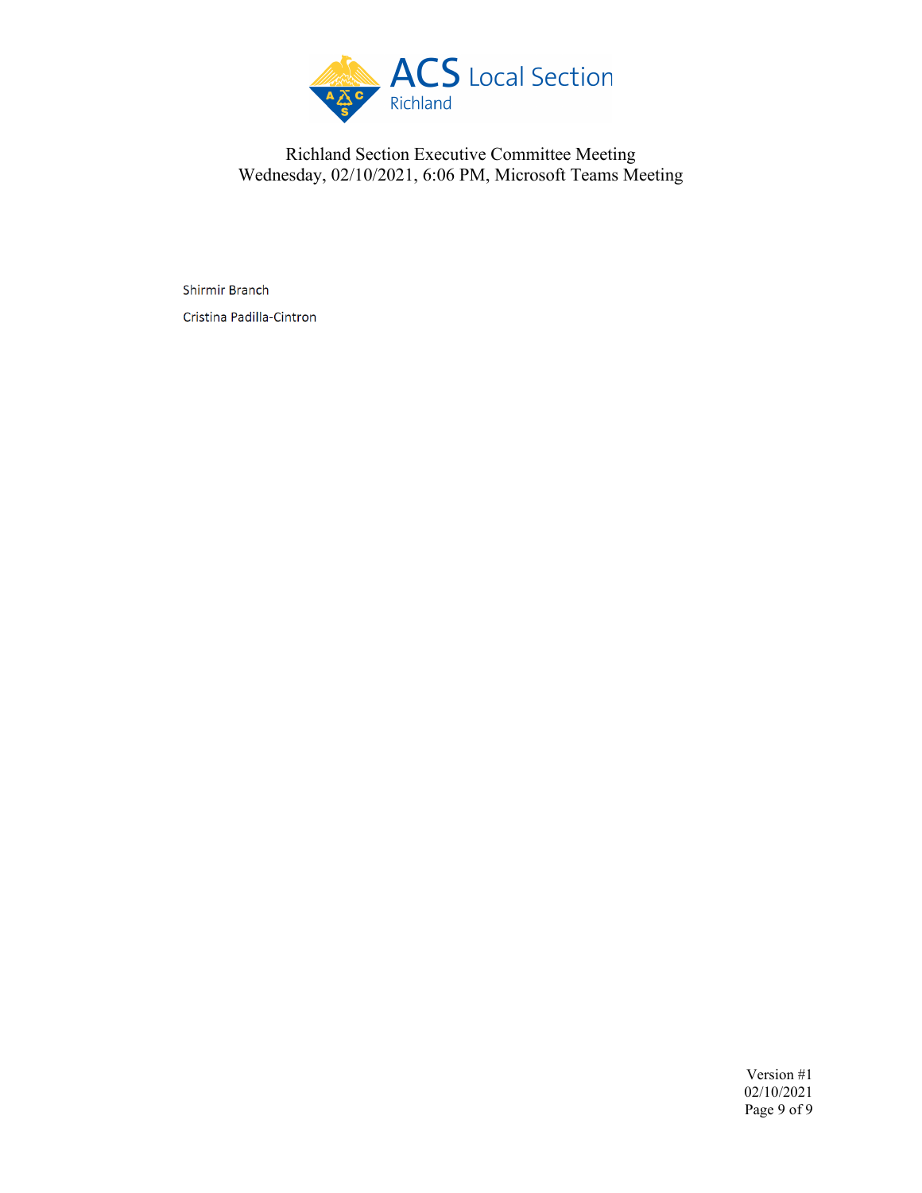Shirmir Branch

Cristina Padilla-Cintron